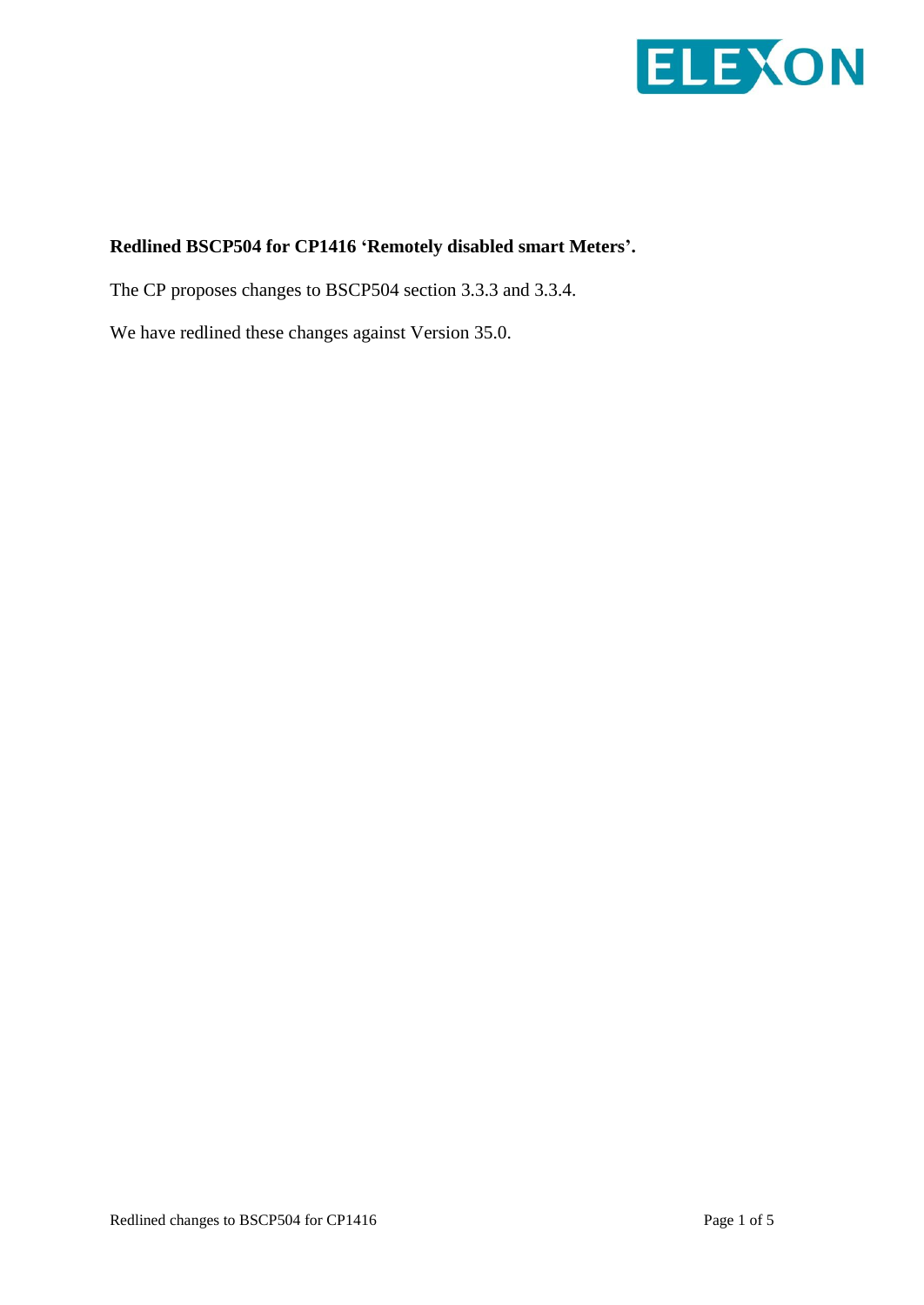**Redlined BSCP504 for CP1416 ‘Remotely disabled smart Meters’.**

The CP proposes changes to BSCP504 section 3.3.3 and 3.3.4.

We have redlined these changes against Version 35.0.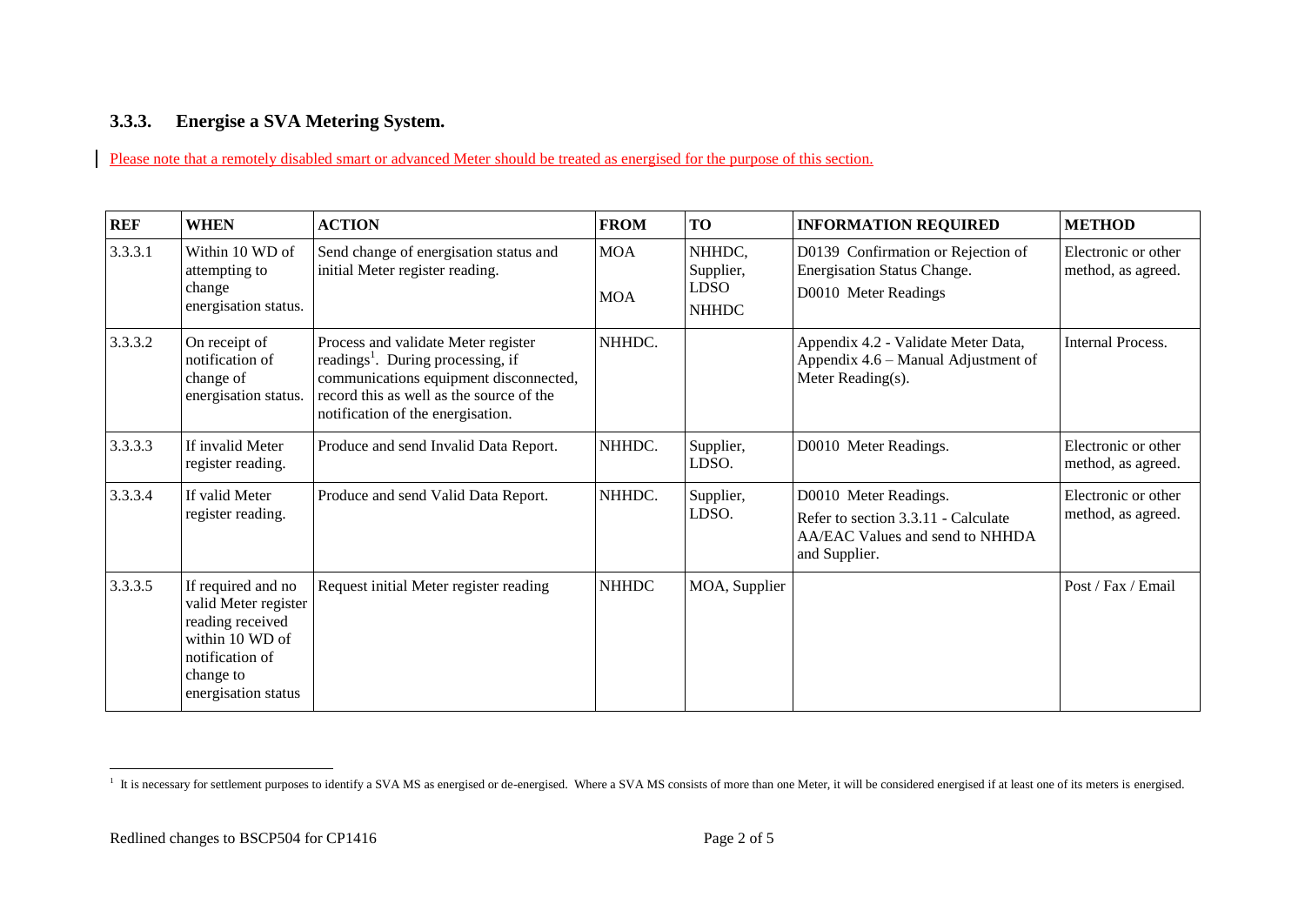### 3.3.3. Energise a SVA Metering System.

Please note that a remotely disabled smart or advanced Meter should be treated as energised for the purpose of this section.

| REF | WHEN | ACTION | FROM | TO | INFORMATION REQUIRED | METHOD |
|---|---|---|---|---|---|---|
| 3.3.3.1 | Within 10 WD of attempting to change energisation status. | Send change of energisation status and initial Meter register reading. | MOA<br>MOA | NHHDC, Supplier, LDSO<br>NHHDC | D0139 Confirmation or Rejection of Energisation Status Change.<br>D0010 Meter Readings | Electronic or other method, as agreed. |
| 3.3.3.2 | On receipt of notification of change of energisation status. | Process and validate Meter register readings[1]. During processing, if communications equipment disconnected, record this as well as the source of the notification of the energisation. | NHHDC. | | Appendix 4.2 - Validate Meter Data, Appendix 4.6 – Manual Adjustment of Meter Reading(s). | Internal Process. |
| 3.3.3.3 | If invalid Meter register reading. | Produce and send Invalid Data Report. | NHHDC. | Supplier, LDSO. | D0010 Meter Readings. | Electronic or other method, as agreed. |
| 3.3.3.4 | If valid Meter register reading. | Produce and send Valid Data Report. | NHHDC. | Supplier, LDSO. | D0010 Meter Readings.<br>Refer to section 3.3.11 - Calculate AA/EAC Values and send to NHHDA and Supplier. | Electronic or other method, as agreed. |
| 3.3.3.5 | If required and no valid Meter register reading received within 10 WD of notification of change to energisation status | Request initial Meter register reading | NHHDC | MOA, Supplier | | Post / Fax / Email |

[1] It is necessary for settlement purposes to identify a SVA MS as energised or de-energised. Where a SVA MS consists of more than one Meter, it will be considered energised if at least one of its meters is energised.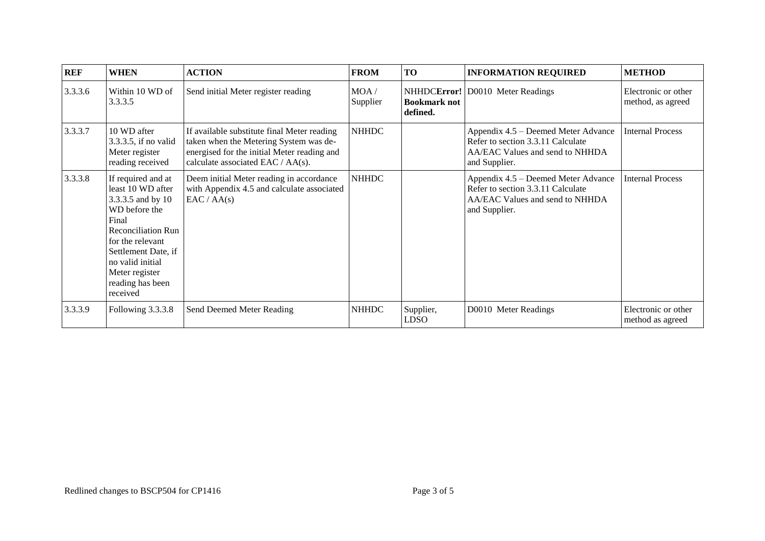| REF | WHEN | ACTION | FROM | TO | INFORMATION REQUIRED | METHOD |
|---|---|---|---|---|---|---|
| 3.3.6 | Within 10 WD of 3.3.3.5 | Send initial Meter register reading | MOA / Supplier | NHHDC**Error! Bookmark not defined.** | D0010 Meter Readings | Electronic or other method, as agreed |
| 3.3.3.7 | 10 WD after 3.3.3.5, if no valid Meter register reading received | If available substitute final Meter reading taken when the Metering System was de-energised for the initial Meter reading and calculate associated EAC / AA(s). | NHHDC | | Appendix 4.5 – Deemed Meter Advance Refer to section 3.3.11 Calculate AA/EAC Values and send to NHHDA and Supplier. | Internal Process |
| 3.3.3.8 | If required and at least 10 WD after 3.3.3.5 and by 10 WD before the Final Reconciliation Run for the relevant Settlement Date, if no valid initial Meter register reading has been received | Deem initial Meter reading in accordance with Appendix 4.5 and calculate associated EAC / AA(s) | NHHDC | | Appendix 4.5 – Deemed Meter Advance Refer to section 3.3.11 Calculate AA/EAC Values and send to NHHDA and Supplier. | Internal Process |
| 3.3.3.9 | Following 3.3.3.8 | Send Deemed Meter Reading | NHHDC | Supplier, LDSO | D0010 Meter Readings | Electronic or other method as agreed |

Redlined changes to BSCP504 for CP1416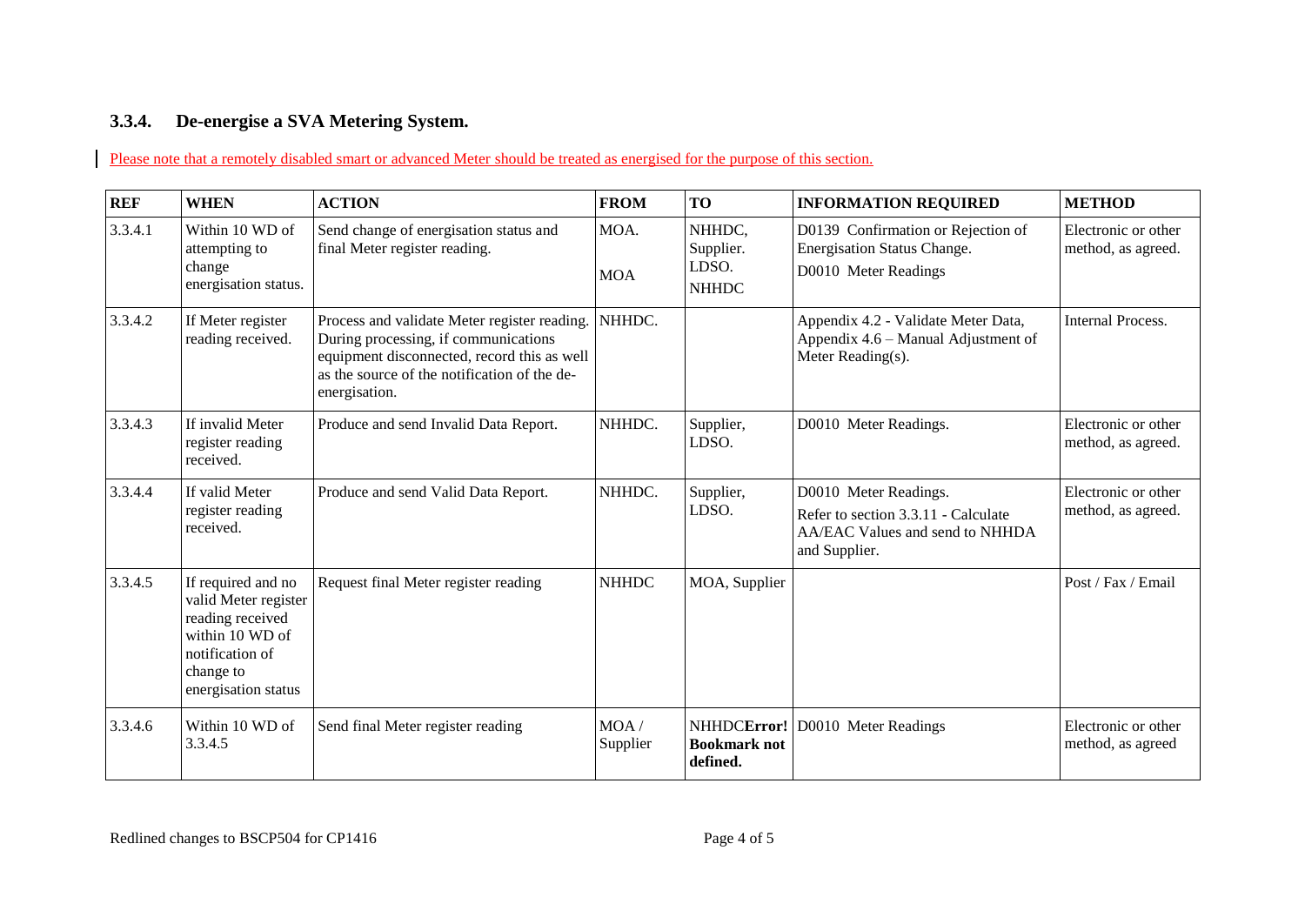### 3.3.4. De-energise a SVA Metering System.

Please note that a remotely disabled smart or advanced Meter should be treated as energised for the purpose of this section.

| REF | WHEN | ACTION | FROM | TO | INFORMATION REQUIRED | METHOD |
|---|---|---|---|---|---|---|
| 3.3.4.1 | Within 10 WD of attempting to change energisation status. | Send change of energisation status and final Meter register reading. | MOA.<br><br>MOA | NHHDC, Supplier. LDSO.<br>NHHDC | D0139 Confirmation or Rejection of Energisation Status Change.<br>D0010 Meter Readings | Electronic or other method, as agreed. |
| 3.3.4.2 | If Meter register reading received. | Process and validate Meter register reading. During processing, if communications equipment disconnected, record this as well as the source of the notification of the de-energisation. | NHHDC. | | Appendix 4.2 - Validate Meter Data, Appendix 4.6 – Manual Adjustment of Meter Reading(s). | Internal Process. |
| 3.3.4.3 | If invalid Meter register reading received. | Produce and send Invalid Data Report. | NHHDC. | Supplier, LDSO. | D0010 Meter Readings. | Electronic or other method, as agreed. |
| 3.3.4.4 | If valid Meter register reading received. | Produce and send Valid Data Report. | NHHDC. | Supplier, LDSO. | D0010 Meter Readings.<br>Refer to section 3.3.11 - Calculate AA/EAC Values and send to NHHDA and Supplier. | Electronic or other method, as agreed. |
| 3.3.4.5 | If required and no valid Meter register reading received within 10 WD of notification of change to energisation status | Request final Meter register reading | NHHDC | MOA, Supplier | | Post / Fax / Email |
| 3.3.4.6 | Within 10 WD of 3.3.4.5 | Send final Meter register reading | MOA / Supplier | NHHDC**Error! Bookmark not defined.** | D0010 Meter Readings | Electronic or other method, as agreed |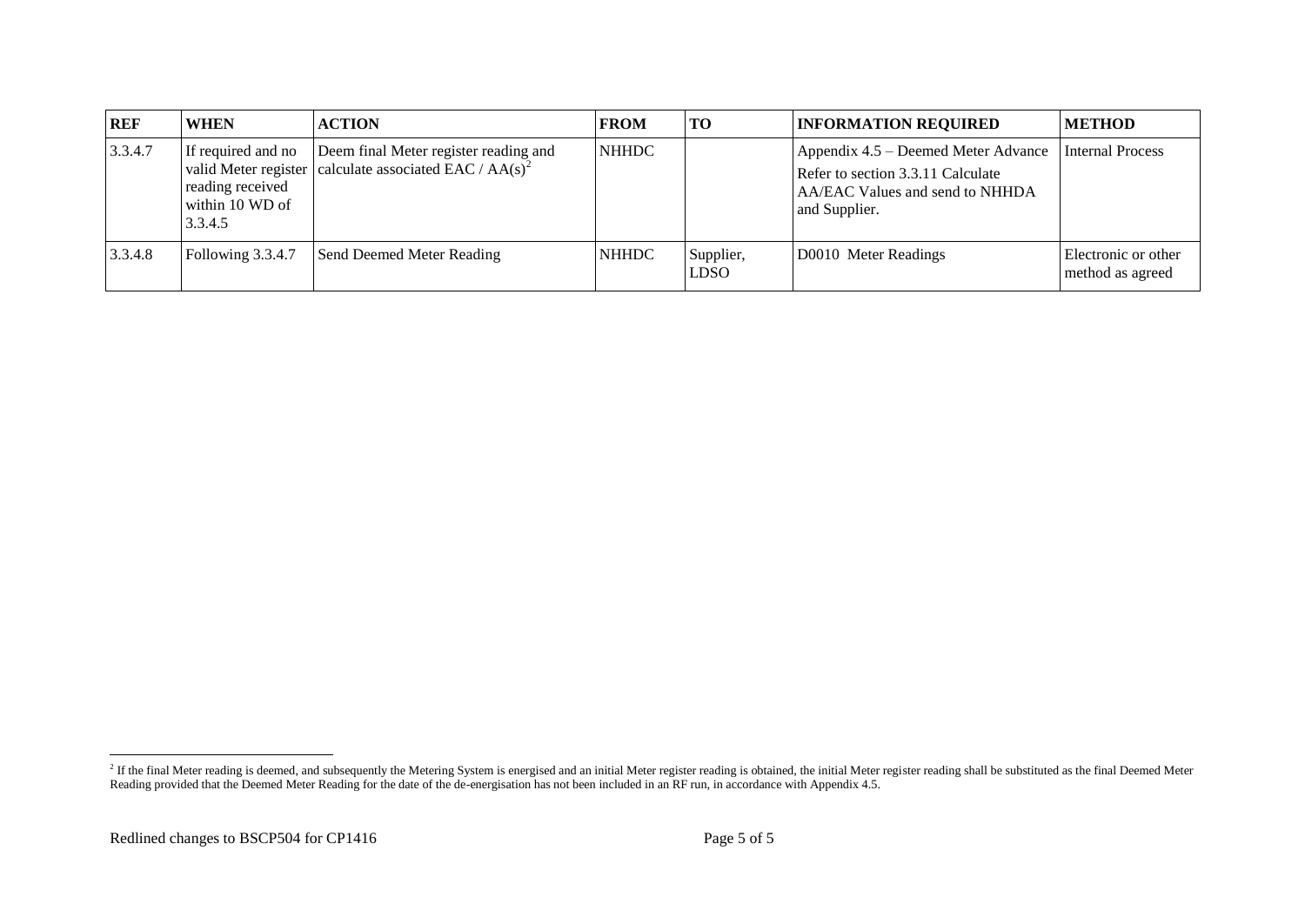| REF | WHEN | ACTION | FROM | TO | INFORMATION REQUIRED | METHOD |
|---|---|---|---|---|---|---|
| 3.3.4.7 | If required and no valid Meter register reading received within 10 WD of 3.3.4.5 | Deem final Meter register reading and calculate associated EAC / AA(s)[2] | NHHDC | | Appendix 4.5 – Deemed Meter Advance<br>Refer to section 3.3.11 Calculate AA/EAC Values and send to NHHDA and Supplier. | Internal Process |
| 3.3.4.8 | Following 3.3.4.7 | Send Deemed Meter Reading | NHHDC | Supplier, LDSO | D0010 Meter Readings | Electronic or other method as agreed |

[2] If the final Meter reading is deemed, and subsequently the Metering System is energised and an initial Meter register reading is obtained, the initial Meter register reading shall be substituted as the final Deemed Meter Reading provided that the Deemed Meter Reading for the date of the de-energisation has not been included in an RF run, in accordance with Appendix 4.5.